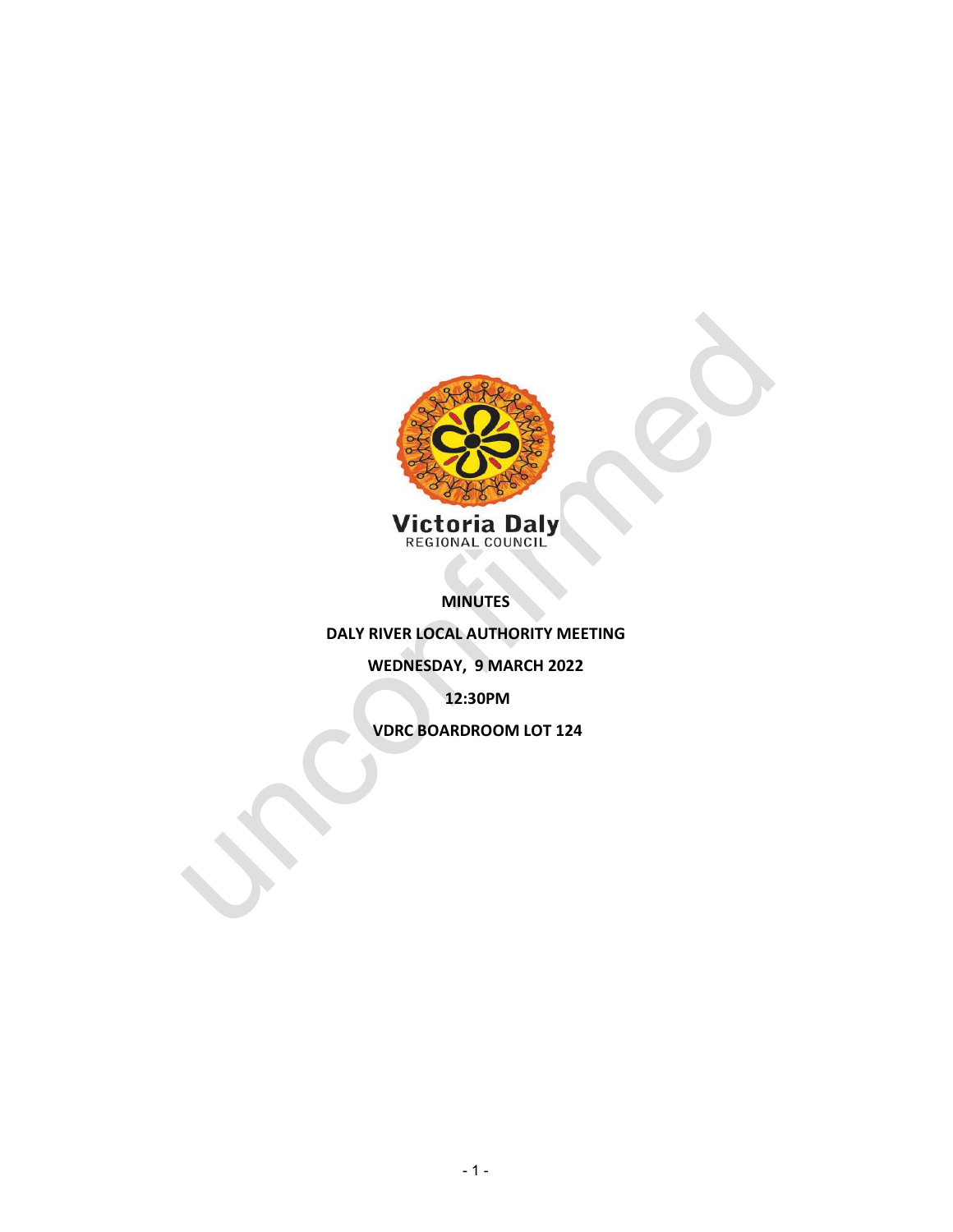Victoria Daly
REGIONAL COUNCIL

**MINUTES**

**DALY RIVER LOCAL AUTHORITY MEETING**

**WEDNESDAY, 9 MARCH 2022**

**12:30PM**

**VDRC BOARDROOM LOT 124**

unconfirmed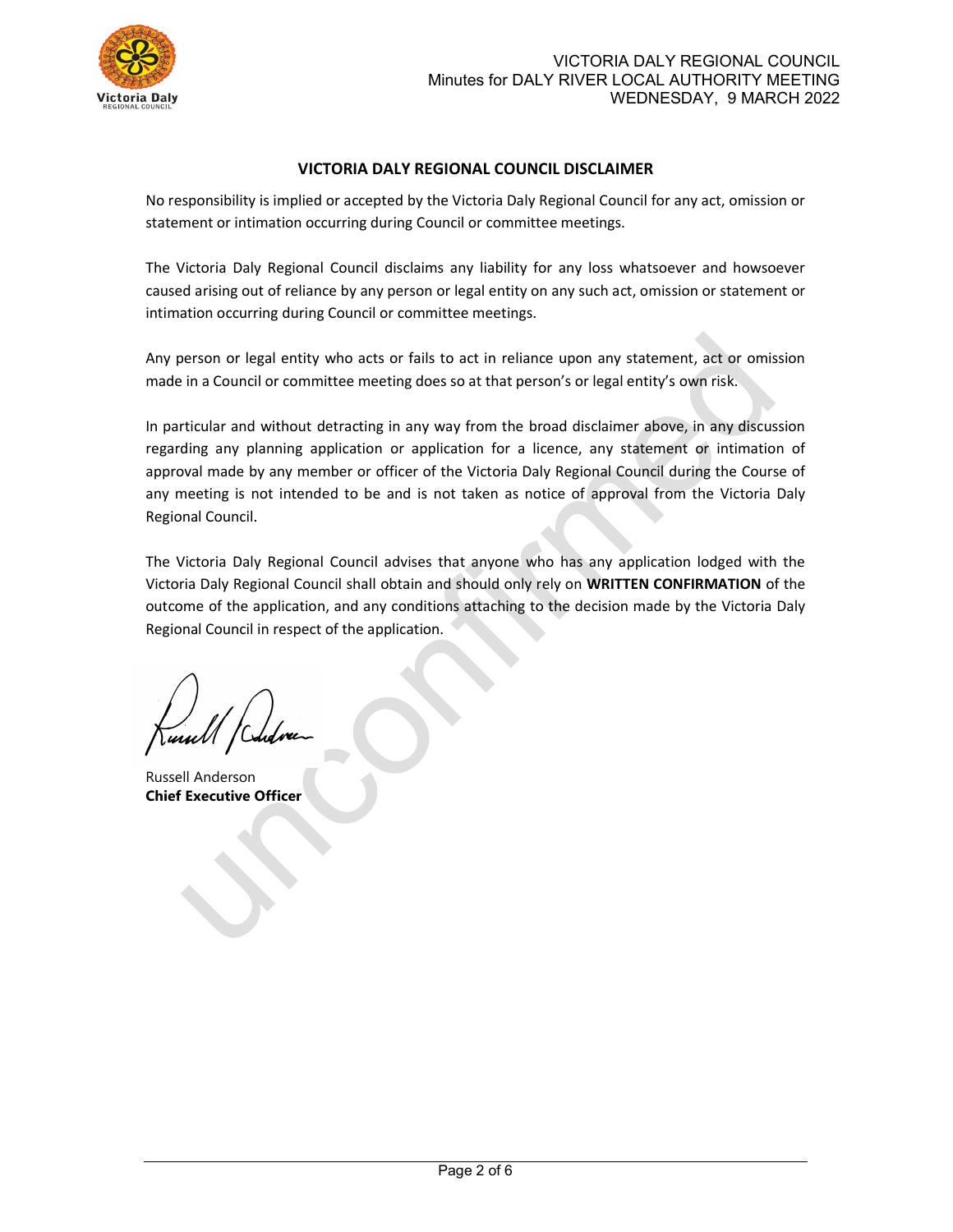## VICTORIA DALY REGIONAL COUNCIL DISCLAIMER

No responsibility is implied or accepted by the Victoria Daly Regional Council for any act, omission or statement or intimation occurring during Council or committee meetings.

The Victoria Daly Regional Council disclaims any liability for any loss whatsoever and howsoever caused arising out of reliance by any person or legal entity on any such act, omission or statement or intimation occurring during Council or committee meetings.

Any person or legal entity who acts or fails to act in reliance upon any statement, act or omission made in a Council or committee meeting does so at that person's or legal entity's own risk.

In particular and without detracting in any way from the broad disclaimer above, in any discussion regarding any planning application or application for a licence, any statement or intimation of approval made by any member or officer of the Victoria Daly Regional Council during the Course of any meeting is not intended to be and is not taken as notice of approval from the Victoria Daly Regional Council.

The Victoria Daly Regional Council advises that anyone who has any application lodged with the Victoria Daly Regional Council shall obtain and should only rely on **WRITTEN CONFIRMATION** of the outcome of the application, and any conditions attaching to the decision made by the Victoria Daly Regional Council in respect of the application.

Russell Anderson
**Chief Executive Officer**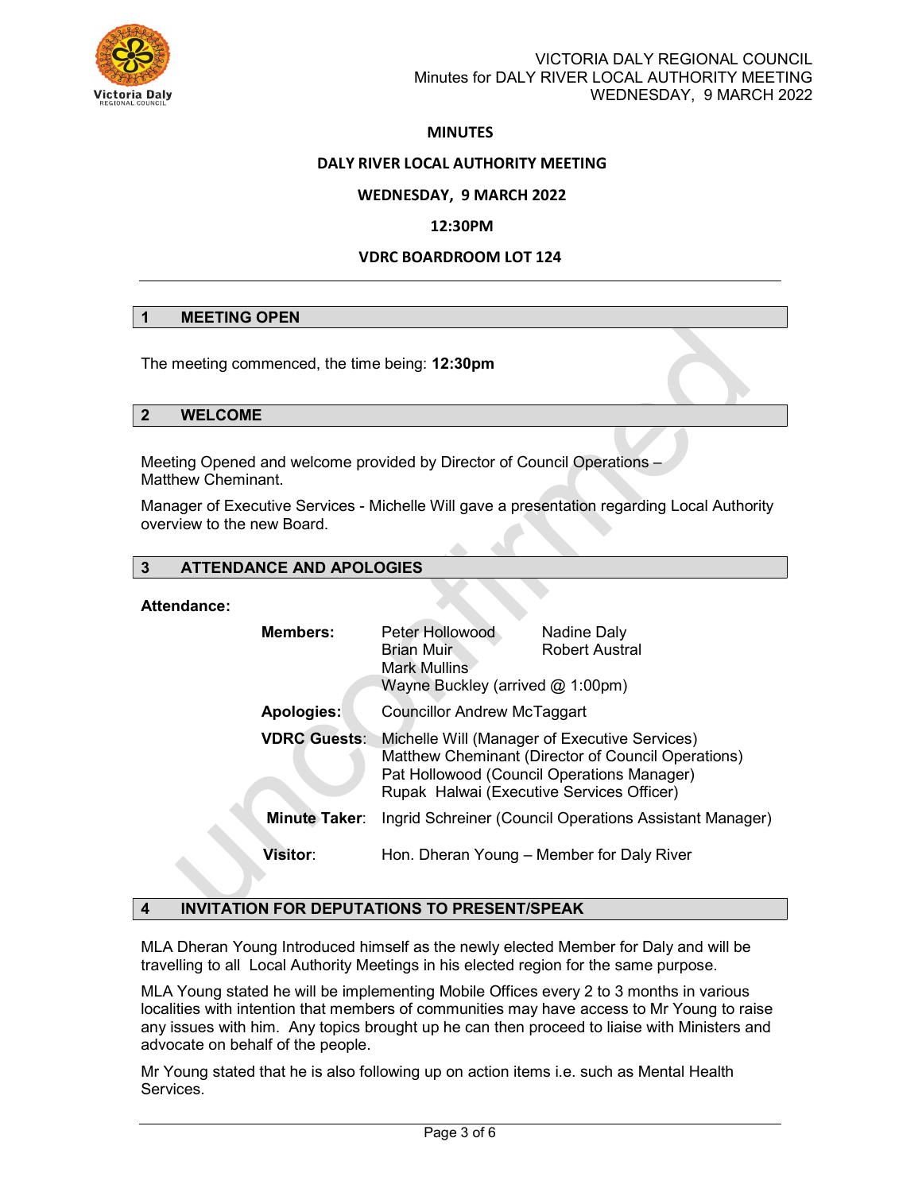# MINUTES

## DALY RIVER LOCAL AUTHORITY MEETING

## WEDNESDAY, 9 MARCH 2022

## 12:30PM

## VDRC BOARDROOM LOT 124

---

## 1 MEETING OPEN

The meeting commenced, the time being: **12:30pm**

## 2 WELCOME

Meeting Opened and welcome provided by Director of Council Operations – Matthew Cheminant.

Manager of Executive Services - Michelle Will gave a presentation regarding Local Authority overview to the new Board.

## 3 ATTENDANCE AND APOLOGIES

**Attendance:**

| | | |
|---|---|---|
| **Members:** | Peter Hollowood<br>Brian Muir<br>Mark Mullins<br>Wayne Buckley (arrived @ 1:00pm) | Nadine Daly<br>Robert Austral |
| **Apologies:** | Councillor Andrew McTaggart | |
| **VDRC Guests**: | Michelle Will (Manager of Executive Services)<br>Matthew Cheminant (Director of Council Operations)<br>Pat Hollowood (Council Operations Manager)<br>Rupak Halwai (Executive Services Officer) | |
| **Minute Taker**: | Ingrid Schreiner (Council Operations Assistant Manager) | |
| **Visitor**: | Hon. Dheran Young – Member for Daly River | |

## 4 INVITATION FOR DEPUTATIONS TO PRESENT/SPEAK

MLA Dheran Young Introduced himself as the newly elected Member for Daly and will be travelling to all Local Authority Meetings in his elected region for the same purpose.

MLA Young stated he will be implementing Mobile Offices every 2 to 3 months in various localities with intention that members of communities may have access to Mr Young to raise any issues with him. Any topics brought up he can then proceed to liaise with Ministers and advocate on behalf of the people.

Mr Young stated that he is also following up on action items i.e. such as Mental Health Services.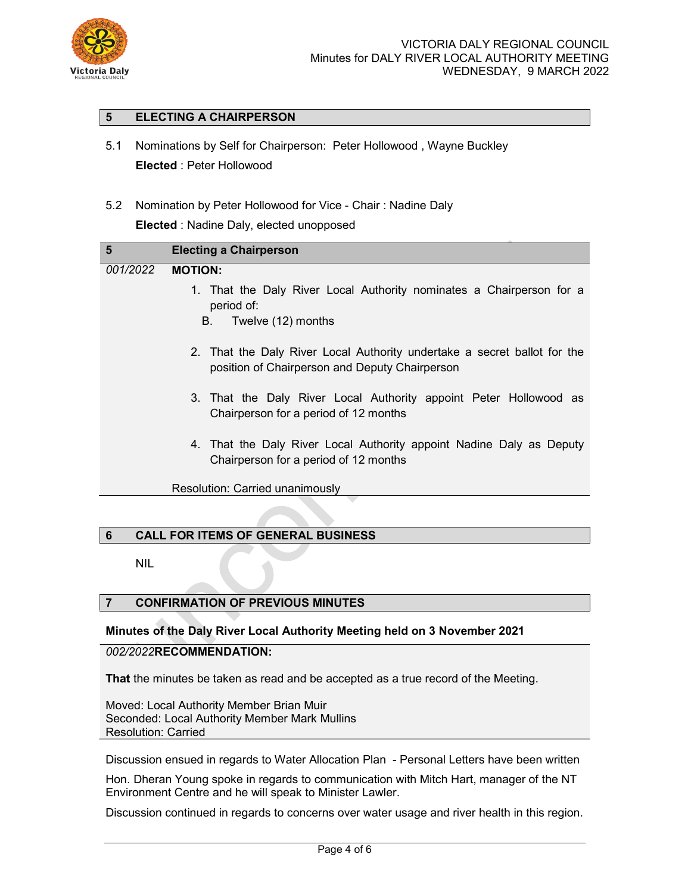## 5 ELECTING A CHAIRPERSON

5.1 Nominations by Self for Chairperson: Peter Hollowood , Wayne Buckley

**Elected** : Peter Hollowood

5.2 Nomination by Peter Hollowood for Vice - Chair : Nadine Daly

**Elected** : Nadine Daly, elected unopposed

| 5 | **Electing a Chairperson** |
|---|---|
| *001/2022* | **MOTION:**<br>1. That the Daly River Local Authority nominates a Chairperson for a period of:<br>B. Twelve (12) months<br>2. That the Daly River Local Authority undertake a secret ballot for the position of Chairperson and Deputy Chairperson<br>3. That the Daly River Local Authority appoint Peter Hollowood as Chairperson for a period of 12 months<br>4. That the Daly River Local Authority appoint Nadine Daly as Deputy Chairperson for a period of 12 months<br><br>Resolution: Carried unanimously |

## 6 CALL FOR ITEMS OF GENERAL BUSINESS

NIL

## 7 CONFIRMATION OF PREVIOUS MINUTES

**Minutes of the Daly River Local Authority Meeting held on 3 November 2021**

*002/2022***RECOMMENDATION:**

**That** the minutes be taken as read and be accepted as a true record of the Meeting.

Moved: Local Authority Member Brian Muir
Seconded: Local Authority Member Mark Mullins
Resolution: Carried

Discussion ensued in regards to Water Allocation Plan - Personal Letters have been written

Hon. Dheran Young spoke in regards to communication with Mitch Hart, manager of the NT Environment Centre and he will speak to Minister Lawler.

Discussion continued in regards to concerns over water usage and river health in this region.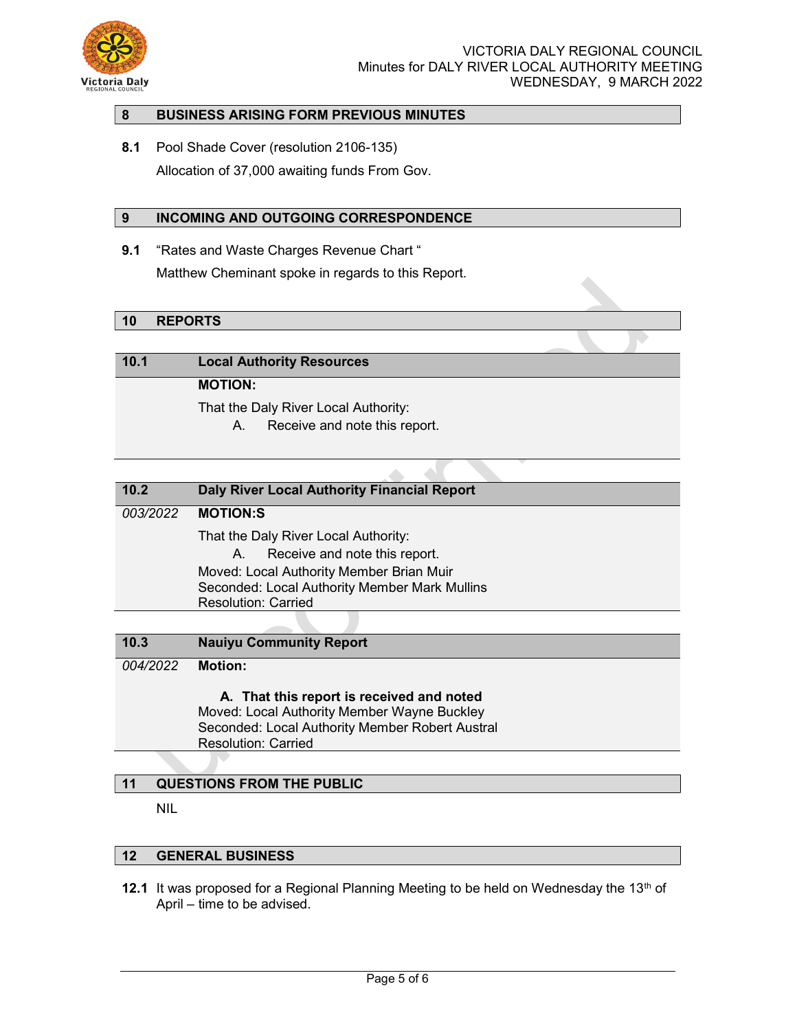## 8 BUSINESS ARISING FORM PREVIOUS MINUTES

**8.1** Pool Shade Cover (resolution 2106-135)

Allocation of 37,000 awaiting funds From Gov.

## 9 INCOMING AND OUTGOING CORRESPONDENCE

**9.1** "Rates and Waste Charges Revenue Chart "

Matthew Cheminant spoke in regards to this Report.

## 10 REPORTS

### 10.1 Local Authority Resources

**MOTION:**

That the Daly River Local Authority:

A. Receive and note this report.

### 10.2 Daly River Local Authority Financial Report

*003/2022* **MOTION:S**

That the Daly River Local Authority:

A. Receive and note this report.

Moved: Local Authority Member Brian Muir
Seconded: Local Authority Member Mark Mullins
Resolution: Carried

### 10.3 Nauiyu Community Report

*004/2022* **Motion:**

**A. That this report is received and noted**

Moved: Local Authority Member Wayne Buckley
Seconded: Local Authority Member Robert Austral
Resolution: Carried

## 11 QUESTIONS FROM THE PUBLIC

NIL

## 12 GENERAL BUSINESS

**12.1** It was proposed for a Regional Planning Meeting to be held on Wednesday the 13th of April – time to be advised.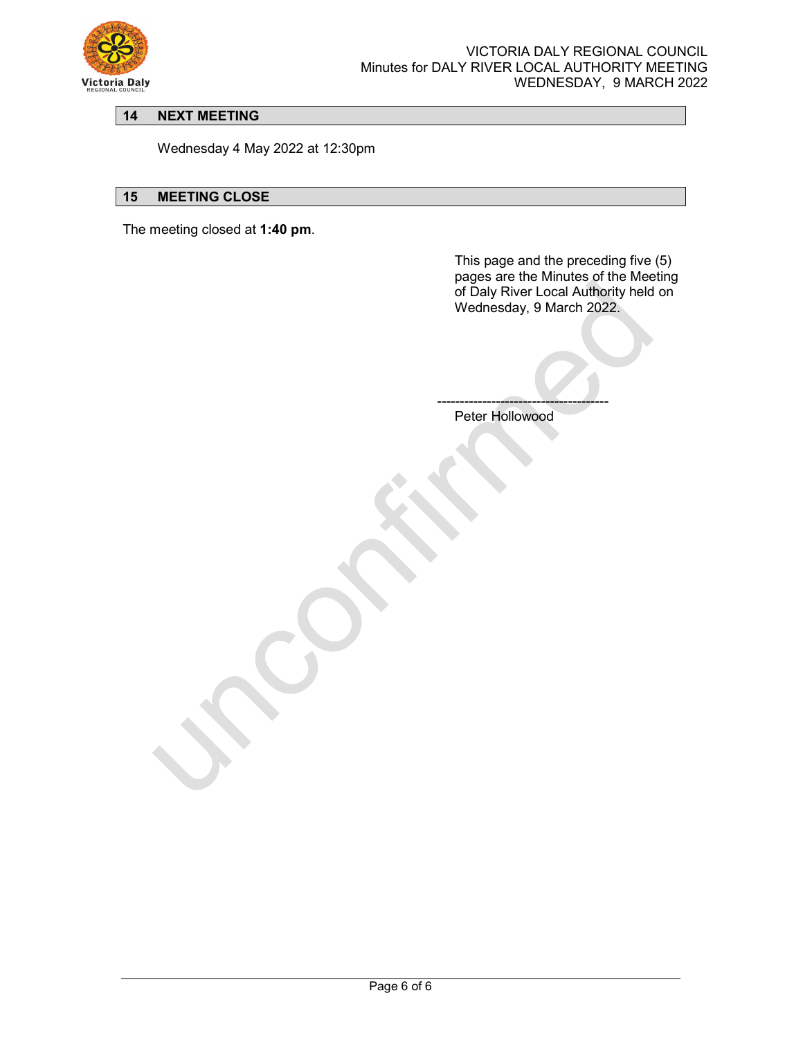## 14 NEXT MEETING

Wednesday 4 May 2022 at 12:30pm

## 15 MEETING CLOSE

The meeting closed at **1:40 pm**.

This page and the preceding five (5) pages are the Minutes of the Meeting of Daly River Local Authority held on Wednesday, 9 March 2022.

---------------------------------------

Peter Hollowood

unconfirmed